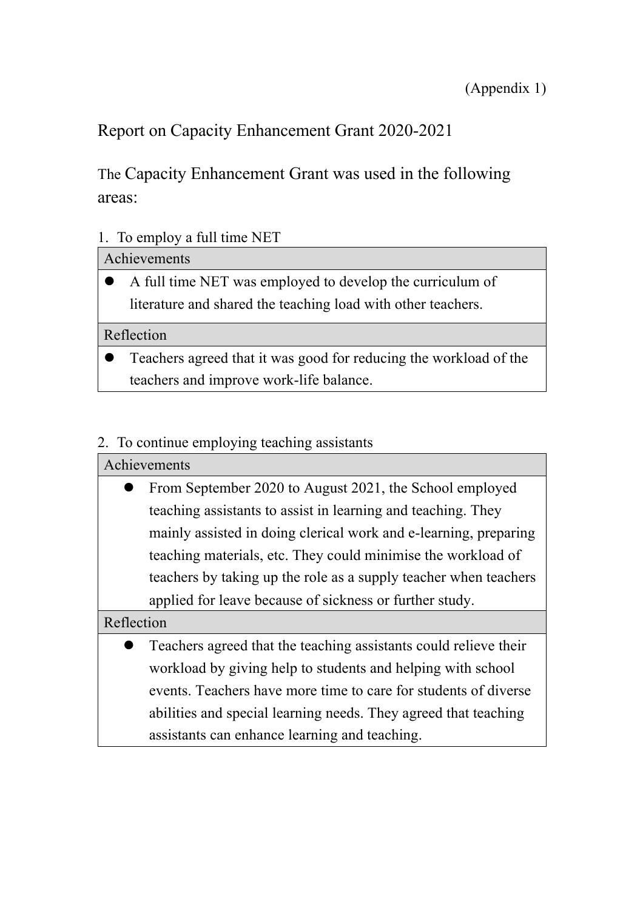(Appendix 1)

# Report on Capacity Enhancement Grant 2020-2021

The Capacity Enhancement Grant was used in the following areas:

1. To employ a full time NET

| Achievements |
| --- |
| • A full time NET was employed to develop the curriculum of literature and shared the teaching load with other teachers. |
| **Reflection** |
| • Teachers agreed that it was good for reducing the workload of the teachers and improve work-life balance. |

2. To continue employing teaching assistants

| Achievements |
| --- |
| • From September 2020 to August 2021, the School employed teaching assistants to assist in learning and teaching. They mainly assisted in doing clerical work and e-learning, preparing teaching materials, etc. They could minimise the workload of teachers by taking up the role as a supply teacher when teachers applied for leave because of sickness or further study. |
| **Reflection** |
| • Teachers agreed that the teaching assistants could relieve their workload by giving help to students and helping with school events. Teachers have more time to care for students of diverse abilities and special learning needs. They agreed that teaching assistants can enhance learning and teaching. |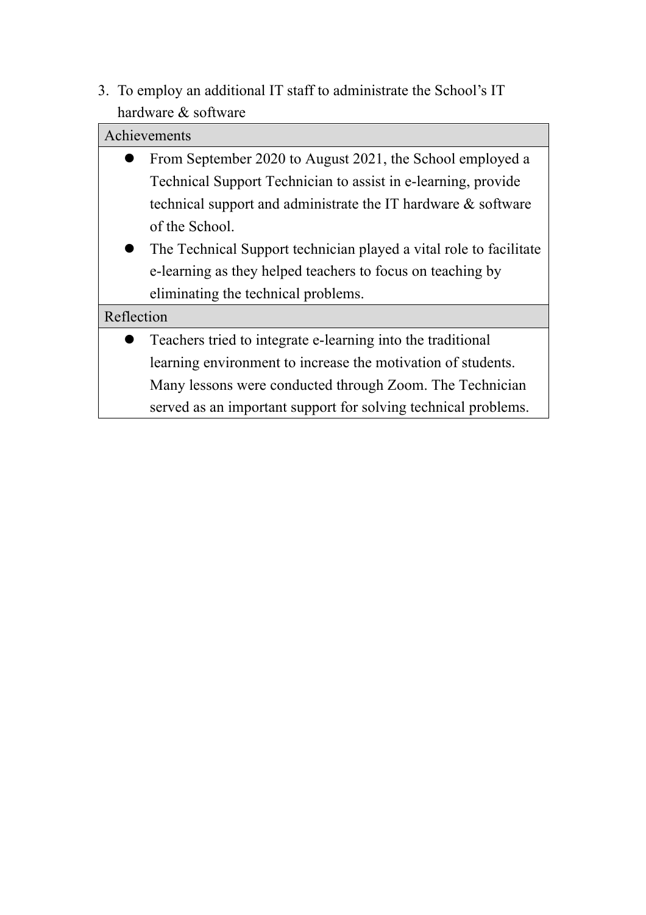3. To employ an additional IT staff to administrate the School's IT hardware & software

| Achievements |
| --- |
| • From September 2020 to August 2021, the School employed a Technical Support Technician to assist in e-learning, provide technical support and administrate the IT hardware & software of the School.<br>• The Technical Support technician played a vital role to facilitate e-learning as they helped teachers to focus on teaching by eliminating the technical problems. |
| **Reflection** |
| • Teachers tried to integrate e-learning into the traditional learning environment to increase the motivation of students. Many lessons were conducted through Zoom. The Technician served as an important support for solving technical problems. |